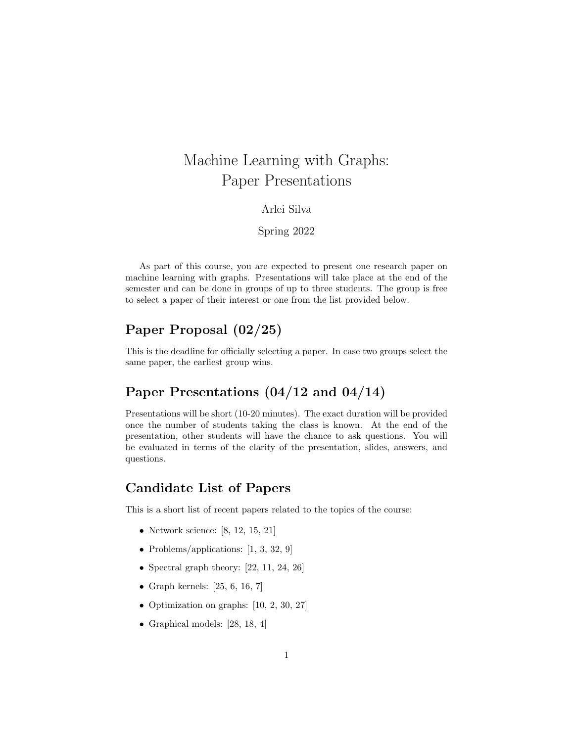# Machine Learning with Graphs: Paper Presentations

Arlei Silva

Spring 2022

As part of this course, you are expected to present one research paper on machine learning with graphs. Presentations will take place at the end of the semester and can be done in groups of up to three students. The group is free to select a paper of their interest or one from the list provided below.

## Paper Proposal (02/25)

This is the deadline for officially selecting a paper. In case two groups select the same paper, the earliest group wins.

## Paper Presentations (04/12 and 04/14)

Presentations will be short (10-20 minutes). The exact duration will be provided once the number of students taking the class is known. At the end of the presentation, other students will have the chance to ask questions. You will be evaluated in terms of the clarity of the presentation, slides, answers, and questions.

## Candidate List of Papers

This is a short list of recent papers related to the topics of the course:

- Network science: [8, 12, 15, 21]
- Problems/applications: [1, 3, 32, 9]
- Spectral graph theory: [22, 11, 24, 26]
- Graph kernels: [25, 6, 16, 7]
- Optimization on graphs: [10, 2, 30, 27]
- Graphical models: [28, 18, 4]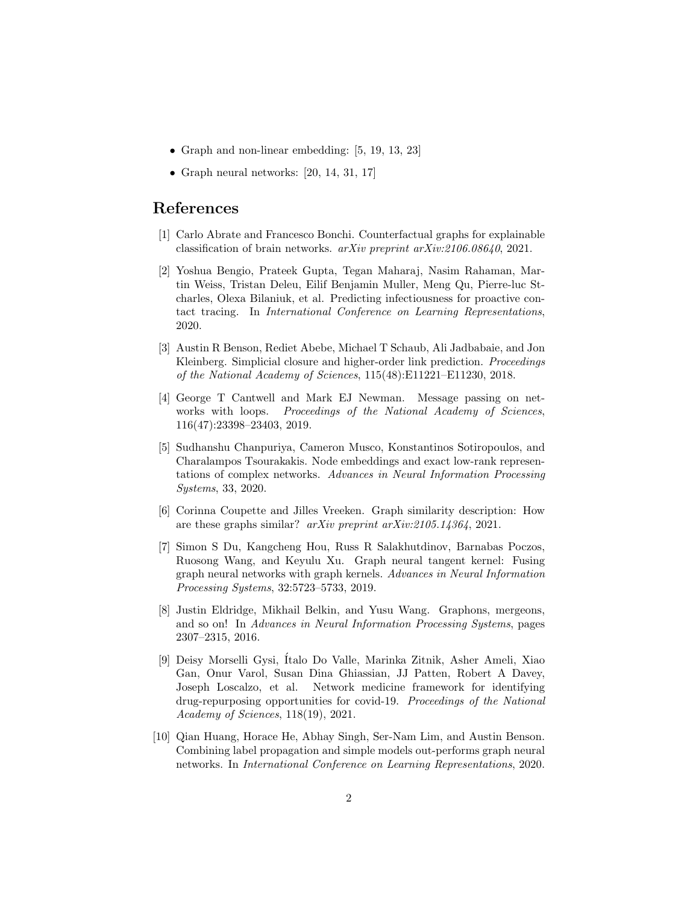- Graph and non-linear embedding: [5, 19, 13, 23]
- Graph neural networks: [20, 14, 31, 17]

## References

[1] Carlo Abrate and Francesco Bonchi. Counterfactual graphs for explainable classification of brain networks. *arXiv preprint arXiv:2106.08640*, 2021.

[2] Yoshua Bengio, Prateek Gupta, Tegan Maharaj, Nasim Rahaman, Martin Weiss, Tristan Deleu, Eilif Benjamin Muller, Meng Qu, Pierre-luc St-charles, Olexa Bilaniuk, et al. Predicting infectiousness for proactive contact tracing. In *International Conference on Learning Representations*, 2020.

[3] Austin R Benson, Rediet Abebe, Michael T Schaub, Ali Jadbabaie, and Jon Kleinberg. Simplicial closure and higher-order link prediction. *Proceedings of the National Academy of Sciences*, 115(48):E11221–E11230, 2018.

[4] George T Cantwell and Mark EJ Newman. Message passing on networks with loops. *Proceedings of the National Academy of Sciences*, 116(47):23398–23403, 2019.

[5] Sudhanshu Chanpuriya, Cameron Musco, Konstantinos Sotiropoulos, and Charalampos Tsourakakis. Node embeddings and exact low-rank representations of complex networks. *Advances in Neural Information Processing Systems*, 33, 2020.

[6] Corinna Coupette and Jilles Vreeken. Graph similarity description: How are these graphs similar? *arXiv preprint arXiv:2105.14364*, 2021.

[7] Simon S Du, Kangcheng Hou, Russ R Salakhutdinov, Barnabas Poczos, Ruosong Wang, and Keyulu Xu. Graph neural tangent kernel: Fusing graph neural networks with graph kernels. *Advances in Neural Information Processing Systems*, 32:5723–5733, 2019.

[8] Justin Eldridge, Mikhail Belkin, and Yusu Wang. Graphons, mergeons, and so on! In *Advances in Neural Information Processing Systems*, pages 2307–2315, 2016.

[9] Deisy Morselli Gysi, Ítalo Do Valle, Marinka Zitnik, Asher Ameli, Xiao Gan, Onur Varol, Susan Dina Ghiassian, JJ Patten, Robert A Davey, Joseph Loscalzo, et al. Network medicine framework for identifying drug-repurposing opportunities for covid-19. *Proceedings of the National Academy of Sciences*, 118(19), 2021.

[10] Qian Huang, Horace He, Abhay Singh, Ser-Nam Lim, and Austin Benson. Combining label propagation and simple models out-performs graph neural networks. In *International Conference on Learning Representations*, 2020.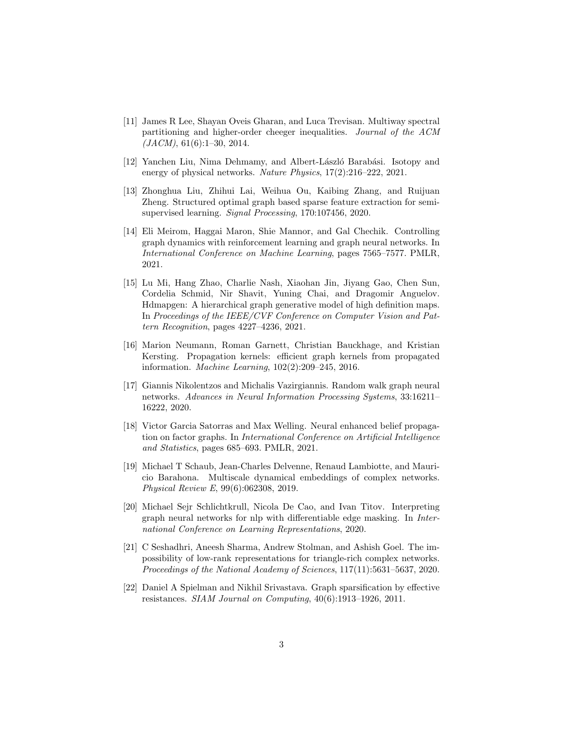[11] James R Lee, Shayan Oveis Gharan, and Luca Trevisan. Multiway spectral partitioning and higher-order cheeger inequalities. *Journal of the ACM (JACM)*, 61(6):1–30, 2014.

[12] Yanchen Liu, Nima Dehmamy, and Albert-László Barabási. Isotopy and energy of physical networks. *Nature Physics*, 17(2):216–222, 2021.

[13] Zhonghua Liu, Zhihui Lai, Weihua Ou, Kaibing Zhang, and Ruijuan Zheng. Structured optimal graph based sparse feature extraction for semi-supervised learning. *Signal Processing*, 170:107456, 2020.

[14] Eli Meirom, Haggai Maron, Shie Mannor, and Gal Chechik. Controlling graph dynamics with reinforcement learning and graph neural networks. In *International Conference on Machine Learning*, pages 7565–7577. PMLR, 2021.

[15] Lu Mi, Hang Zhao, Charlie Nash, Xiaohan Jin, Jiyang Gao, Chen Sun, Cordelia Schmid, Nir Shavit, Yuning Chai, and Dragomir Anguelov. Hdmapgen: A hierarchical graph generative model of high definition maps. In *Proceedings of the IEEE/CVF Conference on Computer Vision and Pattern Recognition*, pages 4227–4236, 2021.

[16] Marion Neumann, Roman Garnett, Christian Bauckhage, and Kristian Kersting. Propagation kernels: efficient graph kernels from propagated information. *Machine Learning*, 102(2):209–245, 2016.

[17] Giannis Nikolentzos and Michalis Vazirgiannis. Random walk graph neural networks. *Advances in Neural Information Processing Systems*, 33:16211–16222, 2020.

[18] Victor Garcia Satorras and Max Welling. Neural enhanced belief propagation on factor graphs. In *International Conference on Artificial Intelligence and Statistics*, pages 685–693. PMLR, 2021.

[19] Michael T Schaub, Jean-Charles Delvenne, Renaud Lambiotte, and Mauricio Barahona. Multiscale dynamical embeddings of complex networks. *Physical Review E*, 99(6):062308, 2019.

[20] Michael Sejr Schlichtkrull, Nicola De Cao, and Ivan Titov. Interpreting graph neural networks for nlp with differentiable edge masking. In *International Conference on Learning Representations*, 2020.

[21] C Seshadhri, Aneesh Sharma, Andrew Stolman, and Ashish Goel. The impossibility of low-rank representations for triangle-rich complex networks. *Proceedings of the National Academy of Sciences*, 117(11):5631–5637, 2020.

[22] Daniel A Spielman and Nikhil Srivastava. Graph sparsification by effective resistances. *SIAM Journal on Computing*, 40(6):1913–1926, 2011.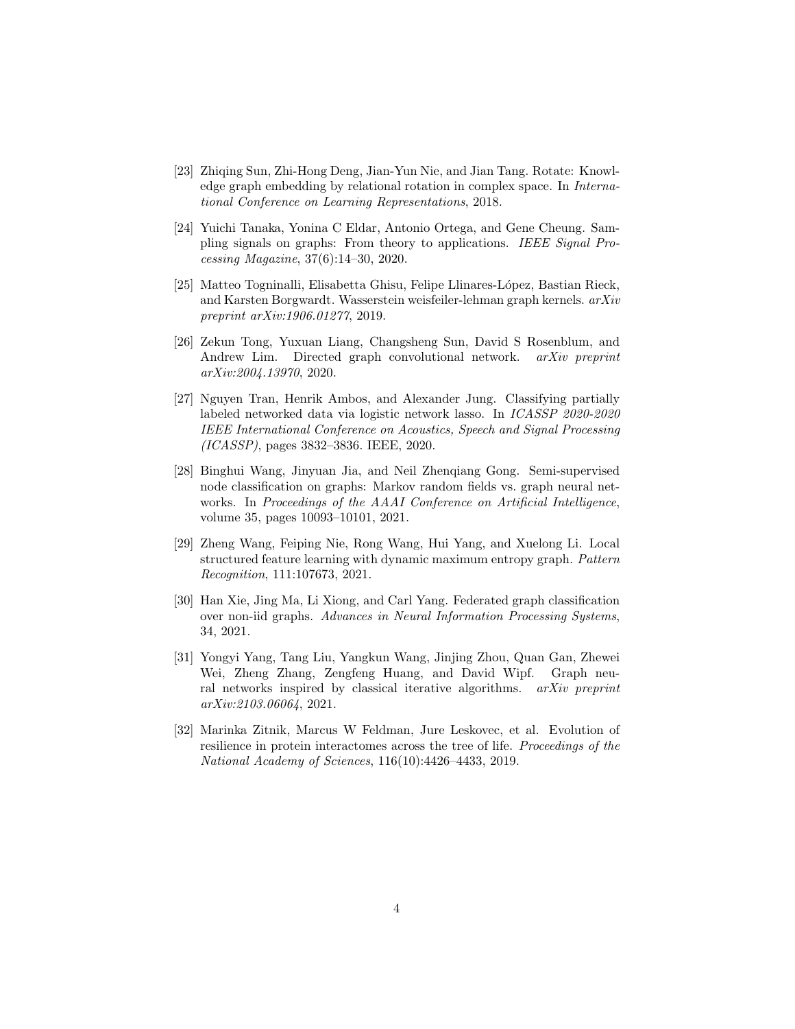[23] Zhiqing Sun, Zhi-Hong Deng, Jian-Yun Nie, and Jian Tang. Rotate: Knowledge graph embedding by relational rotation in complex space. In *International Conference on Learning Representations*, 2018.

[24] Yuichi Tanaka, Yonina C Eldar, Antonio Ortega, and Gene Cheung. Sampling signals on graphs: From theory to applications. *IEEE Signal Processing Magazine*, 37(6):14–30, 2020.

[25] Matteo Togninalli, Elisabetta Ghisu, Felipe Llinares-López, Bastian Rieck, and Karsten Borgwardt. Wasserstein weisfeiler-lehman graph kernels. *arXiv preprint arXiv:1906.01277*, 2019.

[26] Zekun Tong, Yuxuan Liang, Changsheng Sun, David S Rosenblum, and Andrew Lim. Directed graph convolutional network. *arXiv preprint arXiv:2004.13970*, 2020.

[27] Nguyen Tran, Henrik Ambos, and Alexander Jung. Classifying partially labeled networked data via logistic network lasso. In *ICASSP 2020-2020 IEEE International Conference on Acoustics, Speech and Signal Processing (ICASSP)*, pages 3832–3836. IEEE, 2020.

[28] Binghui Wang, Jinyuan Jia, and Neil Zhenqiang Gong. Semi-supervised node classification on graphs: Markov random fields vs. graph neural networks. In *Proceedings of the AAAI Conference on Artificial Intelligence*, volume 35, pages 10093–10101, 2021.

[29] Zheng Wang, Feiping Nie, Rong Wang, Hui Yang, and Xuelong Li. Local structured feature learning with dynamic maximum entropy graph. *Pattern Recognition*, 111:107673, 2021.

[30] Han Xie, Jing Ma, Li Xiong, and Carl Yang. Federated graph classification over non-iid graphs. *Advances in Neural Information Processing Systems*, 34, 2021.

[31] Yongyi Yang, Tang Liu, Yangkun Wang, Jinjing Zhou, Quan Gan, Zhewei Wei, Zheng Zhang, Zengfeng Huang, and David Wipf. Graph neural networks inspired by classical iterative algorithms. *arXiv preprint arXiv:2103.06064*, 2021.

[32] Marinka Zitnik, Marcus W Feldman, Jure Leskovec, et al. Evolution of resilience in protein interactomes across the tree of life. *Proceedings of the National Academy of Sciences*, 116(10):4426–4433, 2019.